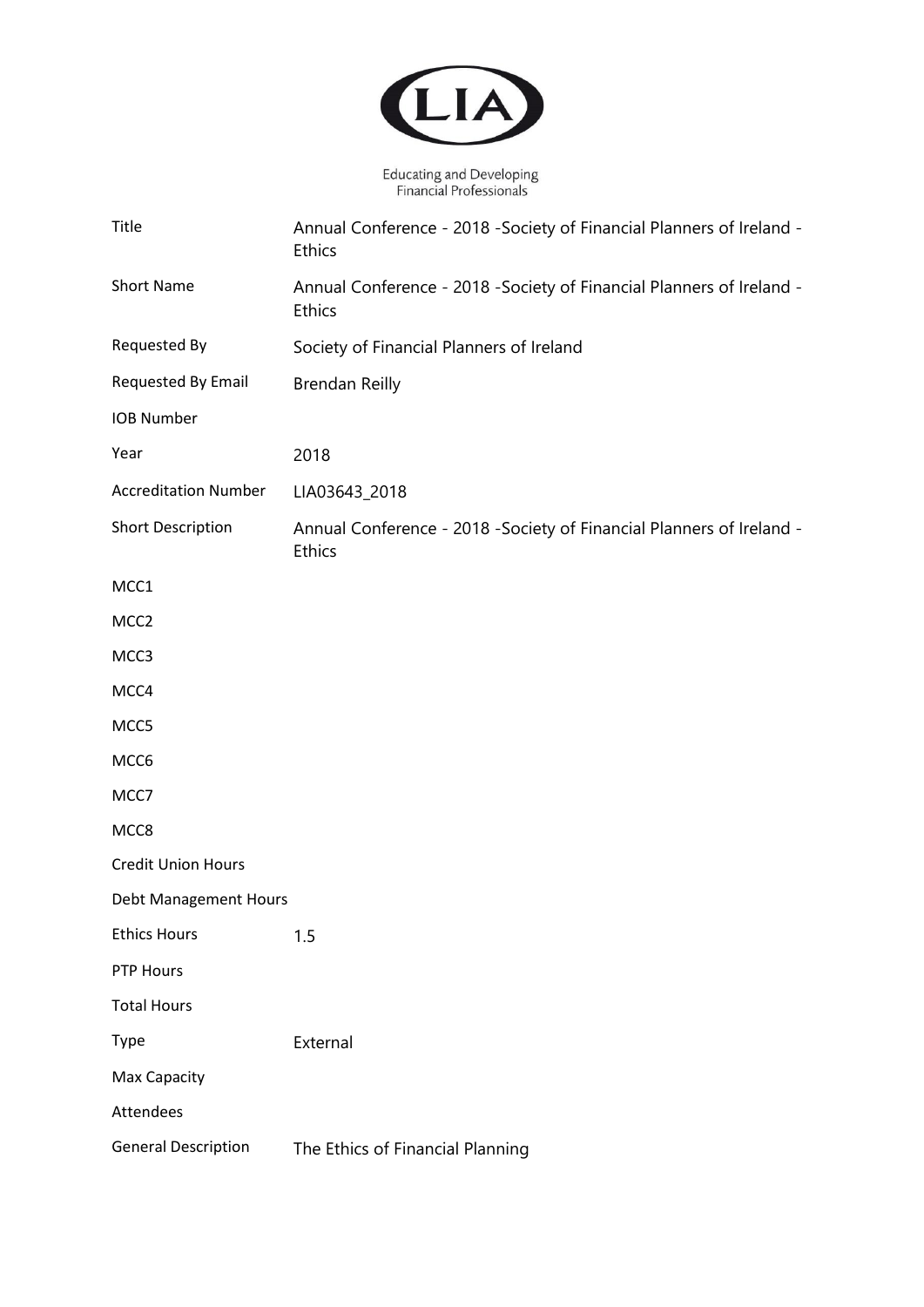LIA

Educating and Developing Financial Professionals

| | |
|---|---|
| Title | Annual Conference - 2018 -Society of Financial Planners of Ireland - Ethics |
| Short Name | Annual Conference - 2018 -Society of Financial Planners of Ireland - Ethics |
| Requested By | Society of Financial Planners of Ireland |
| Requested By Email | Brendan Reilly |
| IOB Number | |
| Year | 2018 |
| Accreditation Number | LIA03643_2018 |
| Short Description | Annual Conference - 2018 -Society of Financial Planners of Ireland - Ethics |
| MCC1 | |
| MCC2 | |
| MCC3 | |
| MCC4 | |
| MCC5 | |
| MCC6 | |
| MCC7 | |
| MCC8 | |
| Credit Union Hours | |
| Debt Management Hours | |
| Ethics Hours | 1.5 |
| PTP Hours | |
| Total Hours | |
| Type | External |
| Max Capacity | |
| Attendees | |
| General Description | The Ethics of Financial Planning |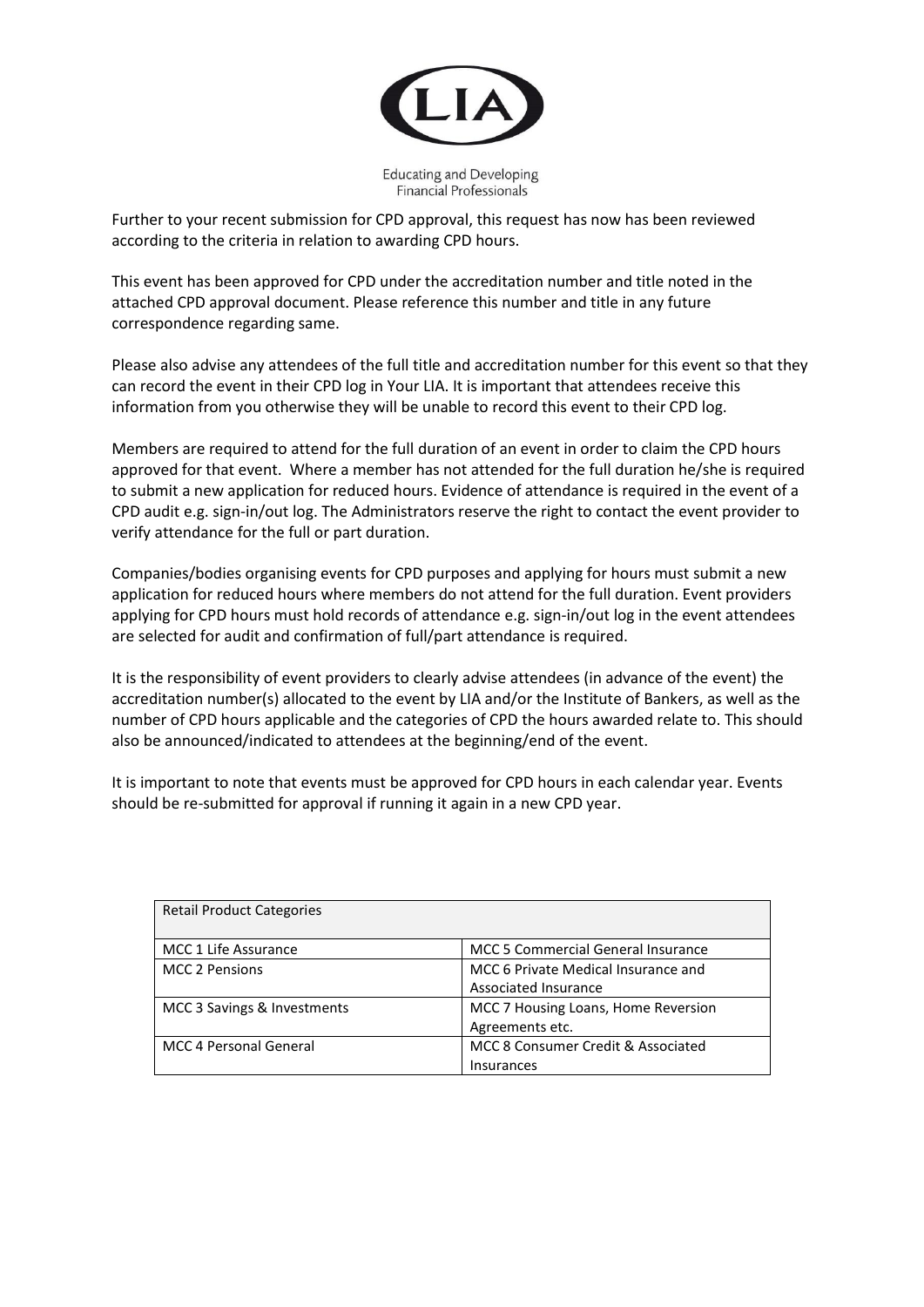LIA

Educating and Developing Financial Professionals

Further to your recent submission for CPD approval, this request has now has been reviewed according to the criteria in relation to awarding CPD hours.

This event has been approved for CPD under the accreditation number and title noted in the attached CPD approval document. Please reference this number and title in any future correspondence regarding same.

Please also advise any attendees of the full title and accreditation number for this event so that they can record the event in their CPD log in Your LIA. It is important that attendees receive this information from you otherwise they will be unable to record this event to their CPD log.

Members are required to attend for the full duration of an event in order to claim the CPD hours approved for that event. Where a member has not attended for the full duration he/she is required to submit a new application for reduced hours. Evidence of attendance is required in the event of a CPD audit e.g. sign-in/out log. The Administrators reserve the right to contact the event provider to verify attendance for the full or part duration.

Companies/bodies organising events for CPD purposes and applying for hours must submit a new application for reduced hours where members do not attend for the full duration. Event providers applying for CPD hours must hold records of attendance e.g. sign-in/out log in the event attendees are selected for audit and confirmation of full/part attendance is required.

It is the responsibility of event providers to clearly advise attendees (in advance of the event) the accreditation number(s) allocated to the event by LIA and/or the Institute of Bankers, as well as the number of CPD hours applicable and the categories of CPD the hours awarded relate to. This should also be announced/indicated to attendees at the beginning/end of the event.

It is important to note that events must be approved for CPD hours in each calendar year. Events should be re-submitted for approval if running it again in a new CPD year.

| Retail Product Categories | |
| --- | --- |
| MCC 1 Life Assurance | MCC 5 Commercial General Insurance |
| MCC 2 Pensions | MCC 6 Private Medical Insurance and Associated Insurance |
| MCC 3 Savings & Investments | MCC 7 Housing Loans, Home Reversion Agreements etc. |
| MCC 4 Personal General | MCC 8 Consumer Credit & Associated Insurances |